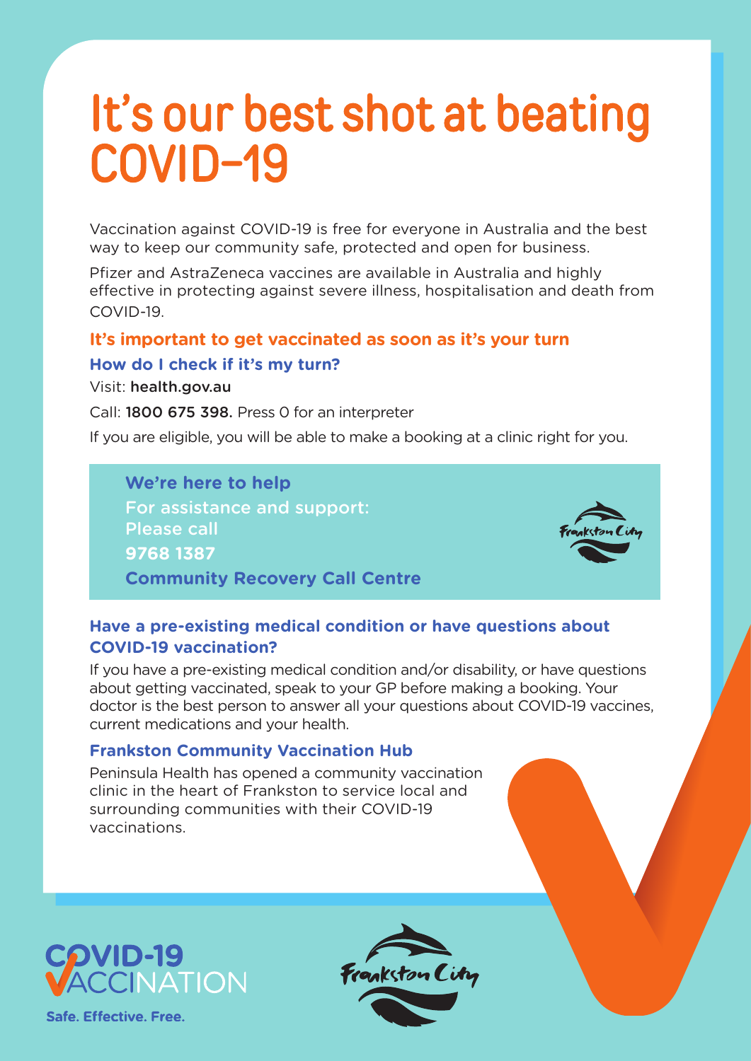# It's our best shot at beating COVID-19

Vaccination against COVID-19 is free for everyone in Australia and the best way to keep our community safe, protected and open for business.

Pfizer and AstraZeneca vaccines are available in Australia and highly effective in protecting against severe illness, hospitalisation and death from COVID-19.

## It's important to get vaccinated as soon as it's your turn

### How do I check if it's my turn?

Visit: **health.gov.au**

Call: **1800 675 398.** Press 0 for an interpreter

If you are eligible, you will be able to make a booking at a clinic right for you.

**We're here to help**

**For assistance and support:**
**Please call**
**9768 1387**
**Community Recovery Call Centre**

Frankston City

### Have a pre-existing medical condition or have questions about COVID-19 vaccination?

If you have a pre-existing medical condition and/or disability, or have questions about getting vaccinated, speak to your GP before making a booking. Your doctor is the best person to answer all your questions about COVID-19 vaccines, current medications and your health.

### Frankston Community Vaccination Hub

Peninsula Health has opened a community vaccination clinic in the heart of Frankston to service local and surrounding communities with their COVID-19 vaccinations.

COVID-19 VACCINATION

**Safe. Effective. Free.**

Frankston City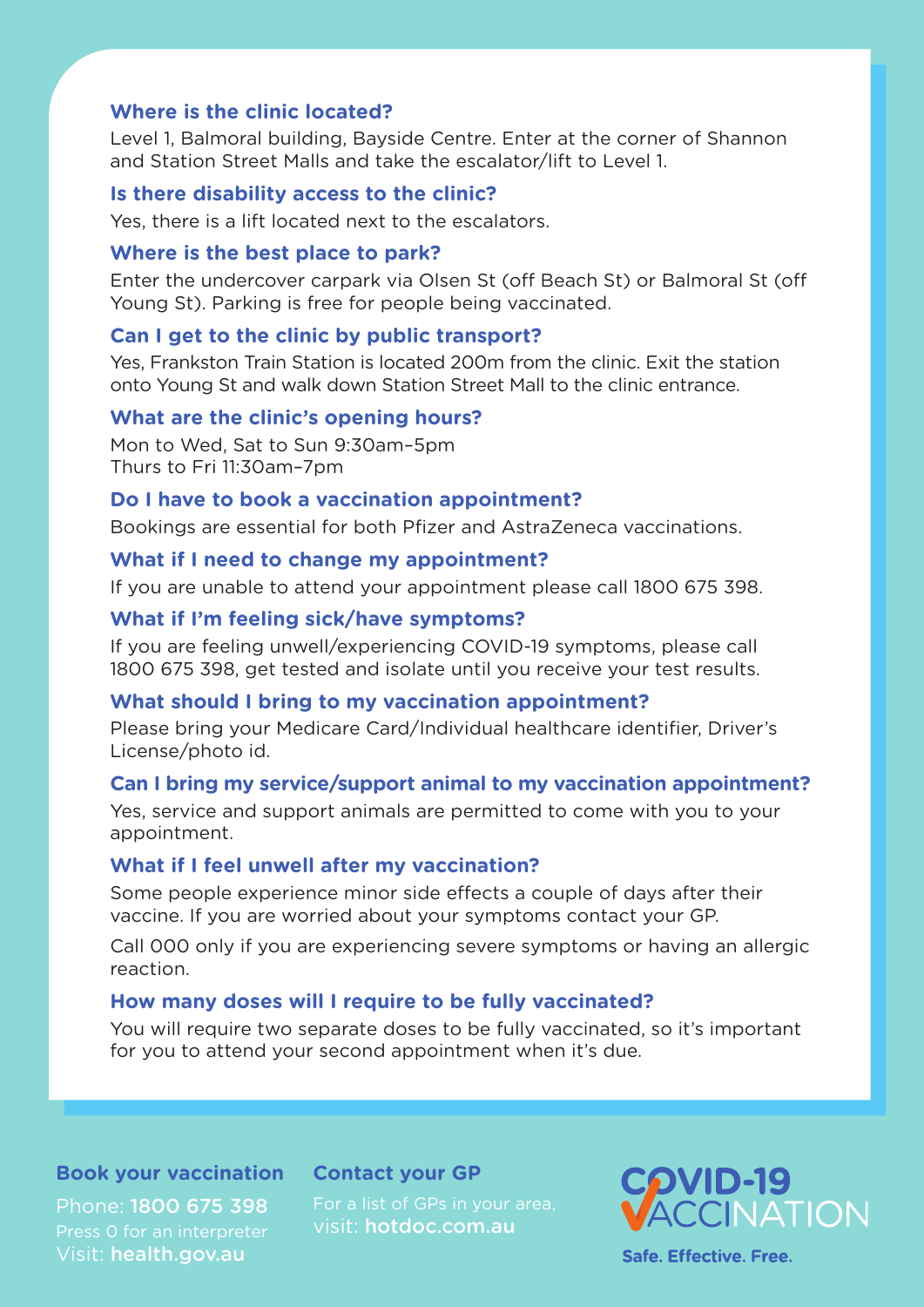### Where is the clinic located?

Level 1, Balmoral building, Bayside Centre. Enter at the corner of Shannon and Station Street Malls and take the escalator/lift to Level 1.

### Is there disability access to the clinic?

Yes, there is a lift located next to the escalators.

### Where is the best place to park?

Enter the undercover carpark via Olsen St (off Beach St) or Balmoral St (off Young St). Parking is free for people being vaccinated.

### Can I get to the clinic by public transport?

Yes, Frankston Train Station is located 200m from the clinic. Exit the station onto Young St and walk down Station Street Mall to the clinic entrance.

### What are the clinic's opening hours?

Mon to Wed, Sat to Sun 9:30am–5pm
Thurs to Fri 11:30am–7pm

### Do I have to book a vaccination appointment?

Bookings are essential for both Pfizer and AstraZeneca vaccinations.

### What if I need to change my appointment?

If you are unable to attend your appointment please call 1800 675 398.

### What if I'm feeling sick/have symptoms?

If you are feeling unwell/experiencing COVID-19 symptoms, please call 1800 675 398, get tested and isolate until you receive your test results.

### What should I bring to my vaccination appointment?

Please bring your Medicare Card/Individual healthcare identifier, Driver's License/photo id.

### Can I bring my service/support animal to my vaccination appointment?

Yes, service and support animals are permitted to come with you to your appointment.

### What if I feel unwell after my vaccination?

Some people experience minor side effects a couple of days after their vaccine. If you are worried about your symptoms contact your GP.

Call 000 only if you are experiencing severe symptoms or having an allergic reaction.

### How many doses will I require to be fully vaccinated?

You will require two separate doses to be fully vaccinated, so it's important for you to attend your second appointment when it's due.

**Book your vaccination**

Phone: **1800 675 398**
Press 0 for an interpreter
Visit: **health.gov.au**

**Contact your GP**

For a list of GPs in your area, visit: **hotdoc.com.au**

COVID-19 VACCINATION

**Safe. Effective. Free.**